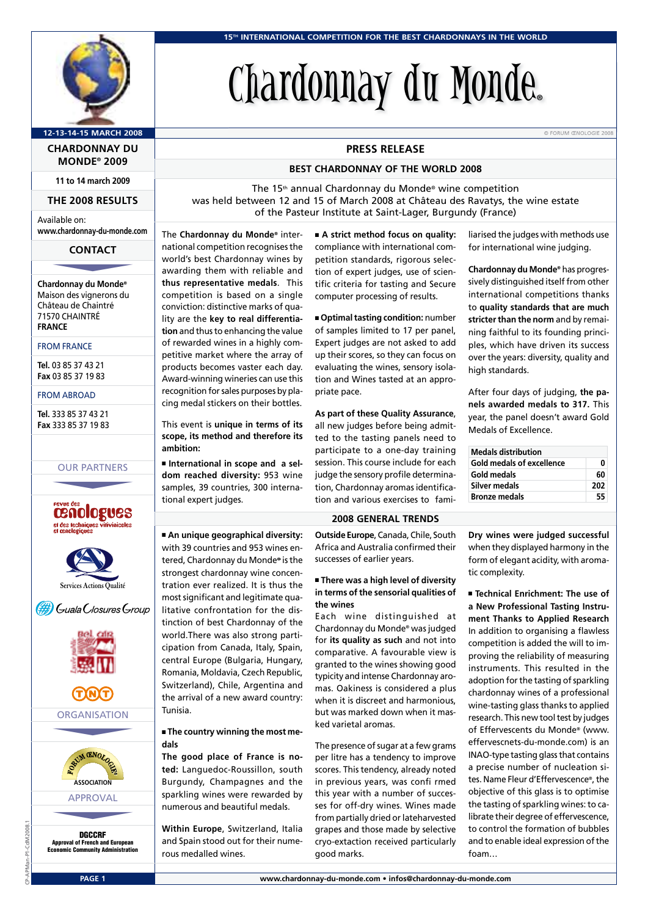15th INTERNATIONAL COMPETITION FOR THE BEST CHARDONNAYS IN THE WORLD

# Chardonnay du Monde®

12-13-14-15 MARCH 2008

**CHARDONNAY DU MONDE® 2009**

11 to 14 march 2009

**THE 2008 RESULTS**

Available on:
**www.chardonnay-du-monde.com**

**CONTACT**

**Chardonnay du Monde®**
Maison des vignerons du Château de Chaintré
71570 CHAINTRÉ
**FRANCE**

FROM FRANCE

**Tel.** 03 85 37 43 21
**Fax** 03 85 37 19 83

FROM ABROAD

**Tel.** 333 85 37 43 21
**Fax** 333 85 37 19 83

OUR PARTNERS

revue des œnologues et des techniques vitivinicoles et œnologiques

Services Actions Qualité

Guala Closures Group

TNT

ORGANISATION

FORUM ŒNOLOGIE ASSOCIATION

APPROVAL

**DGCCRF**
**Approval of French and European Economic Community Administration**

## PRESS RELEASE

### BEST CHARDONNAY OF THE WORLD 2008

The 15th annual Chardonnay du Monde® wine competition was held between 12 and 15 of March 2008 at Château des Ravatys, the wine estate of the Pasteur Institute at Saint-Lager, Burgundy (France)

The **Chardonnay du Monde®** international competition recognises the world's best Chardonnay wines by awarding them with reliable and **thus representative medals**. This competition is based on a single conviction: distinctive marks of quality are the **key to real differentiation** and thus to enhancing the value of rewarded wines in a highly competitive market where the array of products becomes vaster each day. Award-winning wineries can use this recognition for sales purposes by placing medal stickers on their bottles.

This event is **unique in terms of its scope, its method and therefore its ambition:**

■ **International in scope and a seldom reached diversity:** 953 wine samples, 39 countries, 300 international expert judges.

■ **A strict method focus on quality:** compliance with international competition standards, rigorous selection of expert judges, use of scientific criteria for tasting and Secure computer processing of results.

■ **Optimal tasting condition:** number of samples limited to 17 per panel, Expert judges are not asked to add up their scores, so they can focus on evaluating the wines, sensory isolation and Wines tasted at an appropriate pace.

**As part of these Quality Assurance,** all new judges before being admitted to the tasting panels need to participate to a one-day training session. This course include for each judge the sensory profile determination, Chardonnay aromas identification and various exercises to familiarised the judges with methods use for international wine judging.

**Chardonnay du Monde®** has progressively distinguished itself from other international competitions thanks to **quality standards that are much stricter than the norm** and by remaining faithful to its founding principles, which have driven its success over the years: diversity, quality and high standards.

After four days of judging, **the panels awarded medals to 317.** This year, the panel doesn't award Gold Medals of Excellence.

| Medals distribution | |
|---|---|
| Gold medals of excellence | 0 |
| Gold medals | 60 |
| Silver medals | 202 |
| Bronze medals | 55 |

### 2008 GENERAL TRENDS

■ **An unique geographical diversity:** with 39 countries and 953 wines entered, Chardonnay du Monde® is the strongest chardonnay wine concentration ever realized. It is thus the most significant and legitimate qualitative confrontation for the distinction of best Chardonnay of the world.There was also strong participation from Canada, Italy, Spain, central Europe (Bulgaria, Hungary, Romania, Moldavia, Czech Republic, Switzerland), Chile, Argentina and the arrival of a new award country: Tunisia.

■ **The country winning the most medals**

**The good place of France is noted:** Languedoc-Roussillon, south Burgundy, Champagnes and the sparkling wines were rewarded by numerous and beautiful medals.

**Within Europe**, Switzerland, Italia and Spain stood out for their numerous medalled wines.

**Outside Europe**, Canada, Chile, South Africa and Australia confirmed their successes of earlier years.

■ **There was a high level of diversity in terms of the sensorial qualities of the wines**

Each wine distinguished at Chardonnay du Monde® was judged for **its quality as such** and not into comparative. A favourable view is granted to the wines showing good typicity and intense Chardonnay aromas. Oakiness is considered a plus when it is discreet and harmonious, but was marked down when it masked varietal aromas.

The presence of sugar at a few grams per litre has a tendency to improve scores. This tendency, already noted in previous years, was confi rmed this year with a number of successes for off-dry wines. Wines made from partially dried or lateharvested grapes and those made by selective cryo-extaction received particularly good marks.

**Dry wines were judged successful** when they displayed harmony in the form of elegant acidity, with aromatic complexity.

■ **Technical Enrichment: The use of a New Professional Tasting Instrument Thanks to Applied Research**

In addition to organising a flawless competition is added the will to improving the reliability of measuring instruments. This resulted in the adoption for the tasting of sparkling chardonnay wines of a professional wine-tasting glass thanks to applied research. This new tool test by judges of Effervescents du Monde® (www.effervescnets-du-monde.com) is an INAO-type tasting glass that contains a precise number of nucleation sites. Name Fleur d'Effervescence®, the objective of this glass is to optimise the tasting of sparkling wines: to calibrate their degree of effervescence, to control the formation of bubbles and to enable ideal expression of the foam…

www.chardonnay-du-monde.com • infos@chardonnay-du-monde.com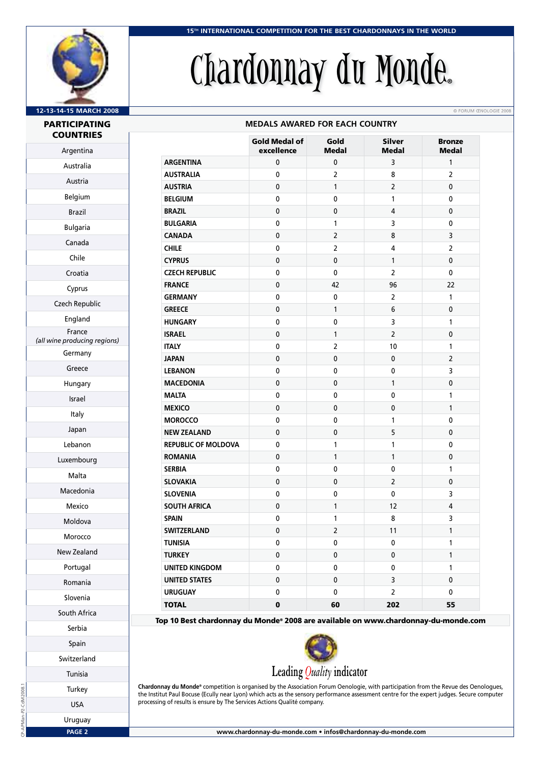15TH INTERNATIONAL COMPETITION FOR THE BEST CHARDONNAYS IN THE WORLD

# Chardonnay du Monde®

12-13-14-15 MARCH 2008

© FORUM ŒNOLOGIE 2008

## PARTICIPATING COUNTRIES

- Argentina
- Australia
- Austria
- Belgium
- Brazil
- Bulgaria
- Canada
- Chile
- Croatia
- Cyprus
- Czech Republic
- England
- France *(all wine producing regions)*
- Germany
- Greece
- Hungary
- Israel
- Italy
- Japan
- Lebanon
- Luxembourg
- Malta
- Macedonia
- Mexico
- Moldova
- Morocco
- New Zealand
- Portugal
- Romania
- Slovenia
- South Africa
- Serbia
- Spain
- Switzerland
- Tunisia
- Turkey
- USA
- Uruguay

## MEDALS AWARDED FOR EACH COUNTRY

| | Gold Medal of excellence | Gold Medal | Silver Medal | Bronze Medal |
|---|---|---|---|---|
| ARGENTINA | 0 | 0 | 3 | 1 |
| AUSTRALIA | 0 | 2 | 8 | 2 |
| AUSTRIA | 0 | 1 | 2 | 0 |
| BELGIUM | 0 | 0 | 1 | 0 |
| BRAZIL | 0 | 0 | 4 | 0 |
| BULGARIA | 0 | 1 | 3 | 0 |
| CANADA | 0 | 2 | 8 | 3 |
| CHILE | 0 | 2 | 4 | 2 |
| CYPRUS | 0 | 0 | 1 | 0 |
| CZECH REPUBLIC | 0 | 0 | 2 | 0 |
| FRANCE | 0 | 42 | 96 | 22 |
| GERMANY | 0 | 0 | 2 | 1 |
| GREECE | 0 | 1 | 6 | 0 |
| HUNGARY | 0 | 0 | 3 | 1 |
| ISRAEL | 0 | 1 | 2 | 0 |
| ITALY | 0 | 2 | 10 | 1 |
| JAPAN | 0 | 0 | 0 | 2 |
| LEBANON | 0 | 0 | 0 | 3 |
| MACEDONIA | 0 | 0 | 1 | 0 |
| MALTA | 0 | 0 | 0 | 1 |
| MEXICO | 0 | 0 | 0 | 1 |
| MOROCCO | 0 | 0 | 1 | 0 |
| NEW ZEALAND | 0 | 0 | 5 | 0 |
| REPUBLIC OF MOLDOVA | 0 | 1 | 1 | 0 |
| ROMANIA | 0 | 1 | 1 | 0 |
| SERBIA | 0 | 0 | 0 | 1 |
| SLOVAKIA | 0 | 0 | 2 | 0 |
| SLOVENIA | 0 | 0 | 0 | 3 |
| SOUTH AFRICA | 0 | 1 | 12 | 4 |
| SPAIN | 0 | 1 | 8 | 3 |
| SWITZERLAND | 0 | 2 | 11 | 1 |
| TUNISIA | 0 | 0 | 0 | 1 |
| TURKEY | 0 | 0 | 0 | 1 |
| UNITED KINGDOM | 0 | 0 | 0 | 1 |
| UNITED STATES | 0 | 0 | 3 | 0 |
| URUGUAY | 0 | 0 | 2 | 0 |
| **TOTAL** | **0** | **60** | **202** | **55** |

**Top 10 Best chardonnay du Monde® 2008 are available on www.chardonnay-du-monde.com**

Leading *Quality* indicator

**Chardonnay du Monde®** competition is organised by the Association Forum Oenologie, with participation from the Revue des Oenologues, the Institut Paul Bocuse (Ecully near Lyon) which acts as the sensory performance assessment centre for the expert judges. Secure computer processing of results is ensure by The Services Actions Qualité company.

www.chardonnay-du-monde.com • infos@chardonnay-du-monde.com